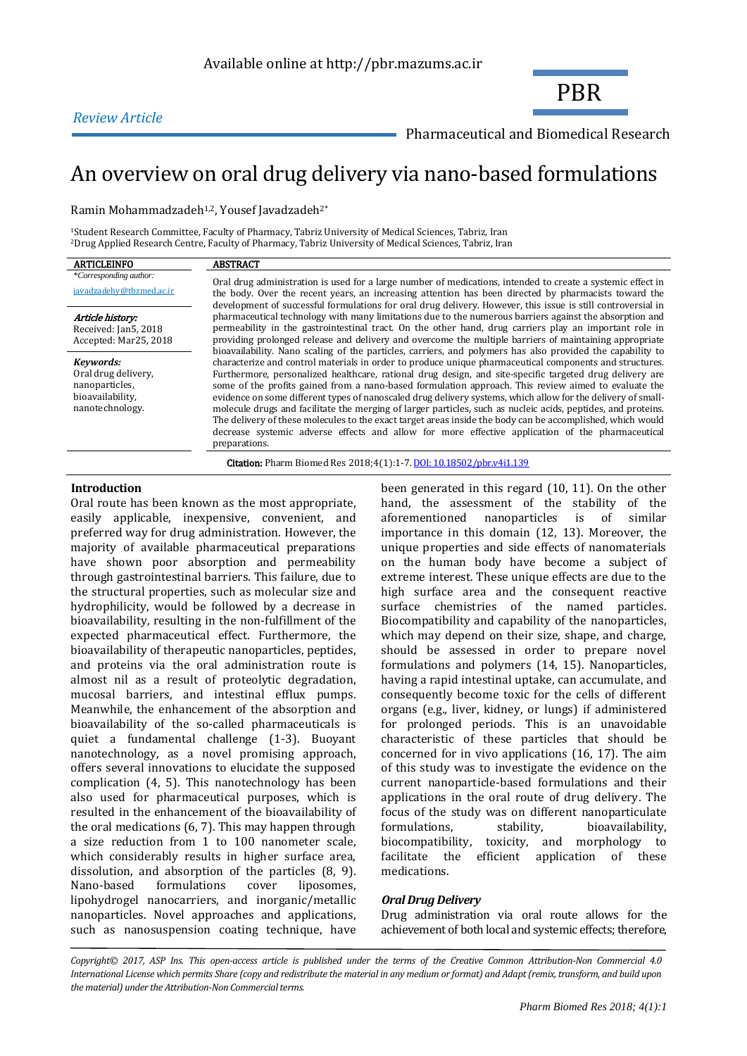Available online at http://pbr.mazums.ac.ir

*Review Article*

PBR

Pharmaceutical and Biomedical Research

# An overview on oral drug delivery via nano-based formulations

Ramin Mohammadzadeh[1,2], Yousef Javadzadeh[2*]

[1]Student Research Committee, Faculty of Pharmacy, Tabriz University of Medical Sciences, Tabriz, Iran
[2]Drug Applied Research Centre, Faculty of Pharmacy, Tabriz University of Medical Sciences, Tabriz, Iran

**ARTICLEINFO**

*\*Corresponding author:*
javadzadehy@tbzmed.ac.ir

***Article history:***
Received: Jan5, 2018
Accepted: Mar25, 2018

***Keywords:***
Oral drug delivery, nanoparticles, bioavailability, nanotechnology.

**ABSTRACT**

Oral drug administration is used for a large number of medications, intended to create a systemic effect in the body. Over the recent years, an increasing attention has been directed by pharmacists toward the development of successful formulations for oral drug delivery. However, this issue is still controversial in pharmaceutical technology with many limitations due to the numerous barriers against the absorption and permeability in the gastrointestinal tract. On the other hand, drug carriers play an important role in providing prolonged release and delivery and overcome the multiple barriers of maintaining appropriate bioavailability. Nano scaling of the particles, carriers, and polymers has also provided the capability to characterize and control materials in order to produce unique pharmaceutical components and structures. Furthermore, personalized healthcare, rational drug design, and site-specific targeted drug delivery are some of the profits gained from a nano-based formulation approach. This review aimed to evaluate the evidence on some different types of nanoscaled drug delivery systems, which allow for the delivery of small-molecule drugs and facilitate the merging of larger particles, such as nucleic acids, peptides, and proteins. The delivery of these molecules to the exact target areas inside the body can be accomplished, which would decrease systemic adverse effects and allow for more effective application of the pharmaceutical preparations.

**Citation:** Pharm Biomed Res 2018;4(1):1-7. DOI: 10.18502/pbr.v4i1.139

## Introduction

Oral route has been known as the most appropriate, easily applicable, inexpensive, convenient, and preferred way for drug administration. However, the majority of available pharmaceutical preparations have shown poor absorption and permeability through gastrointestinal barriers. This failure, due to the structural properties, such as molecular size and hydrophilicity, would be followed by a decrease in bioavailability, resulting in the non-fulfillment of the expected pharmaceutical effect. Furthermore, the bioavailability of therapeutic nanoparticles, peptides, and proteins via the oral administration route is almost nil as a result of proteolytic degradation, mucosal barriers, and intestinal efflux pumps. Meanwhile, the enhancement of the absorption and bioavailability of the so-called pharmaceuticals is quiet a fundamental challenge (1-3). Buoyant nanotechnology, as a novel promising approach, offers several innovations to elucidate the supposed complication (4, 5). This nanotechnology has been also used for pharmaceutical purposes, which is resulted in the enhancement of the bioavailability of the oral medications (6, 7). This may happen through a size reduction from 1 to 100 nanometer scale, which considerably results in higher surface area, dissolution, and absorption of the particles (8, 9). Nano-based formulations cover liposomes, lipohydrogel nanocarriers, and inorganic/metallic nanoparticles. Novel approaches and applications, such as nanosuspension coating technique, have been generated in this regard (10, 11). On the other hand, the assessment of the stability of the aforementioned nanoparticles is of similar importance in this domain (12, 13). Moreover, the unique properties and side effects of nanomaterials on the human body have become a subject of extreme interest. These unique effects are due to the high surface area and the consequent reactive surface chemistries of the named particles. Biocompatibility and capability of the nanoparticles, which may depend on their size, shape, and charge, should be assessed in order to prepare novel formulations and polymers (14, 15). Nanoparticles, having a rapid intestinal uptake, can accumulate, and consequently become toxic for the cells of different organs (e.g., liver, kidney, or lungs) if administered for prolonged periods. This is an unavoidable characteristic of these particles that should be concerned for in vivo applications (16, 17). The aim of this study was to investigate the evidence on the current nanoparticle-based formulations and their applications in the oral route of drug delivery. The focus of the study was on different nanoparticulate formulations, stability, bioavailability, biocompatibility, toxicity, and morphology to facilitate the efficient application of these medications.

### *Oral Drug Delivery*

Drug administration via oral route allows for the achievement of both local and systemic effects; therefore,

*Copyright© 2017, ASP Ins. This open-access article is published under the terms of the Creative Common Attribution-Non Commercial 4.0 International License which permits Share (copy and redistribute the material in any medium or format) and Adapt (remix, transform, and build upon the material) under the Attribution-Non Commercial terms.*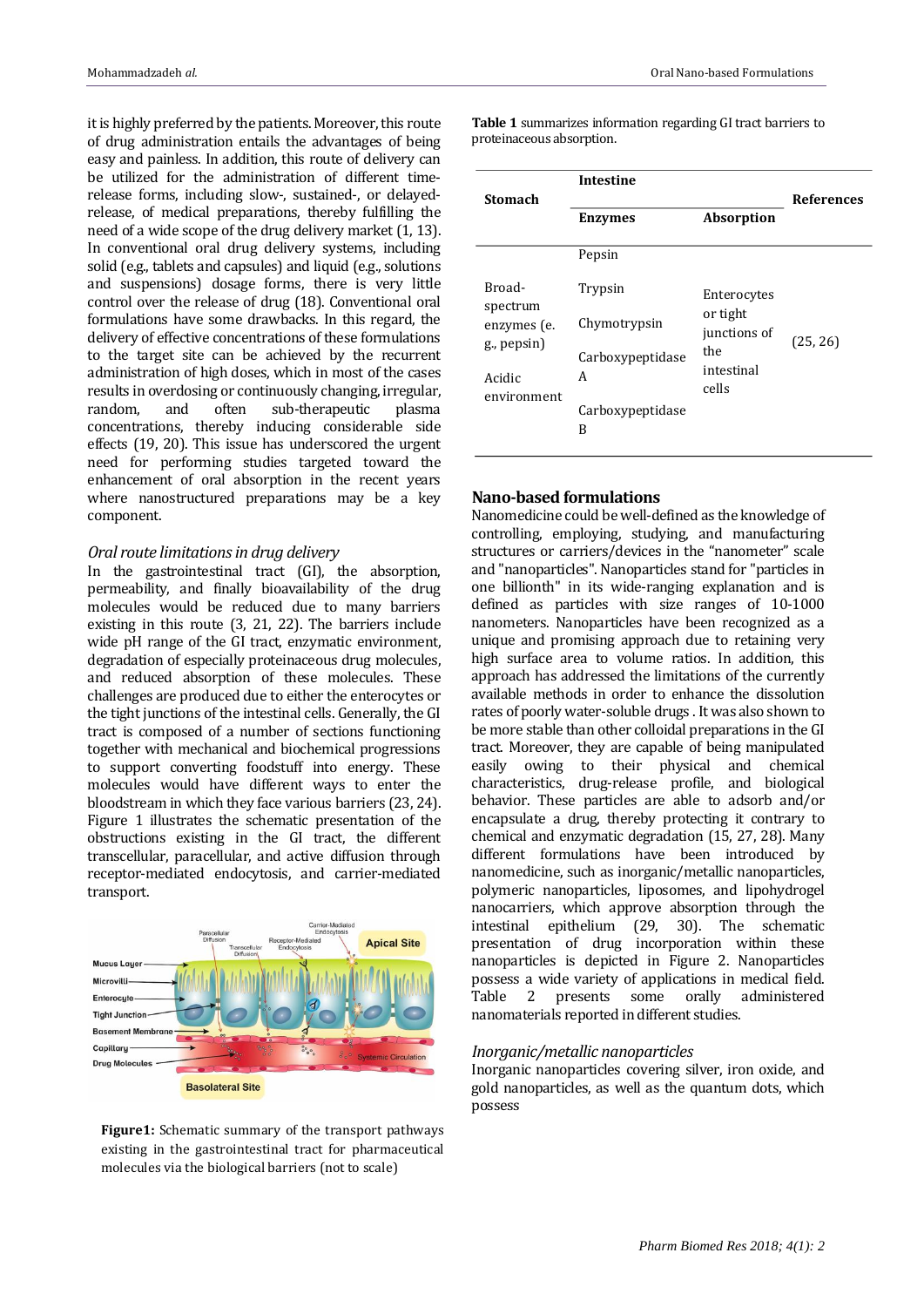it is highly preferred by the patients. Moreover, this route of drug administration entails the advantages of being easy and painless. In addition, this route of delivery can be utilized for the different time-release forms, including slow-, sustained-, or delayed-release, of medical preparations, thereby fulfilling the need of a wide scope of the drug delivery market (1, 13). In conventional oral drug delivery systems, including solid (e.g., tablets and capsules) and liquid (e.g., solutions and suspensions) dosage forms, there is very little control over the release of drug (18). Conventional oral formulations have some drawbacks. In this regard, the delivery of effective concentrations of these formulations to the target site can be achieved by the recurrent administration of high doses, which in most of the cases results in overdosing or continuously changing, irregular, random, and often sub-therapeutic plasma concentrations, thereby inducing considerable side effects (19, 20). This issue has underscored the urgent need for performing studies targeted toward the enhancement of oral absorption in the recent years where nanostructured preparations may be a key component.

### *Oral route limitations in drug delivery*

In the gastrointestinal tract (GI), the absorption, permeability, and finally bioavailability of the drug molecules would be reduced due to many barriers existing in this route (3, 21, 22). The barriers include wide pH range of the GI tract, enzymatic environment, degradation of especially proteinaceous drug molecules, and reduced absorption of these molecules. These challenges are produced due to either the enterocytes or the tight junctions of the intestinal cells. Generally, the GI tract is composed of a number of sections functioning together with mechanical and biochemical progressions to support converting foodstuff into energy. These molecules would have different ways to enter the bloodstream in which they face various barriers (23, 24). Figure 1 illustrates the schematic presentation of the obstructions existing in the GI tract, the different transcellular, paracellular, and active diffusion through receptor-mediated endocytosis, and carrier-mediated transport.

**Figure1:** Schematic summary of the transport pathways existing in the gastrointestinal tract for pharmaceutical molecules via the biological barriers (not to scale)

**Table 1** summarizes information regarding GI tract barriers to proteinaceous absorption.

| Stomach | Intestine | | References |
|---|---|---|---|
| | **Enzymes** | **Absorption** | |
| Broad-spectrum enzymes (e. g., pepsin)<br>Acidic environment | Pepsin<br>Trypsin<br>Chymotrypsin<br>Carboxypeptidase A<br>Carboxypeptidase B | Enterocytes or tight junctions of the intestinal cells | (25, 26) |

## Nano-based formulations

Nanomedicine could be well-defined as the knowledge of controlling, employing, studying, and manufacturing structures or carriers/devices in the "nanometer" scale and "nanoparticles". Nanoparticles stand for "particles in one billionth" in its wide-ranging explanation and is defined as particles with size ranges of 10-1000 nanometers. Nanoparticles have been recognized as a unique and promising approach due to retaining very high surface area to volume ratios. In addition, this approach has addressed the limitations of the currently available methods in order to enhance the dissolution rates of poorly water-soluble drugs . It was also shown to be more stable than other colloidal preparations in the GI tract. Moreover, they are capable of being manipulated easily owing to their physical and chemical characteristics, drug-release profile, and biological behavior. These particles are able to adsorb and/or encapsulate a drug, thereby protecting it contrary to chemical and enzymatic degradation (15, 27, 28). Many different formulations have been introduced by nanomedicine, such as inorganic/metallic nanoparticles, polymeric nanoparticles, liposomes, and lipohydrogel nanocarriers, which approve absorption through the intestinal epithelium (29, 30). The schematic presentation of drug incorporation within these nanoparticles is depicted in Figure 2. Nanoparticles possess a wide variety of applications in medical field. Table 2 presents some orally administered nanomaterials reported in different studies.

### *Inorganic/metallic nanoparticles*

Inorganic nanoparticles covering silver, iron oxide, and gold nanoparticles, as well as the quantum dots, which possess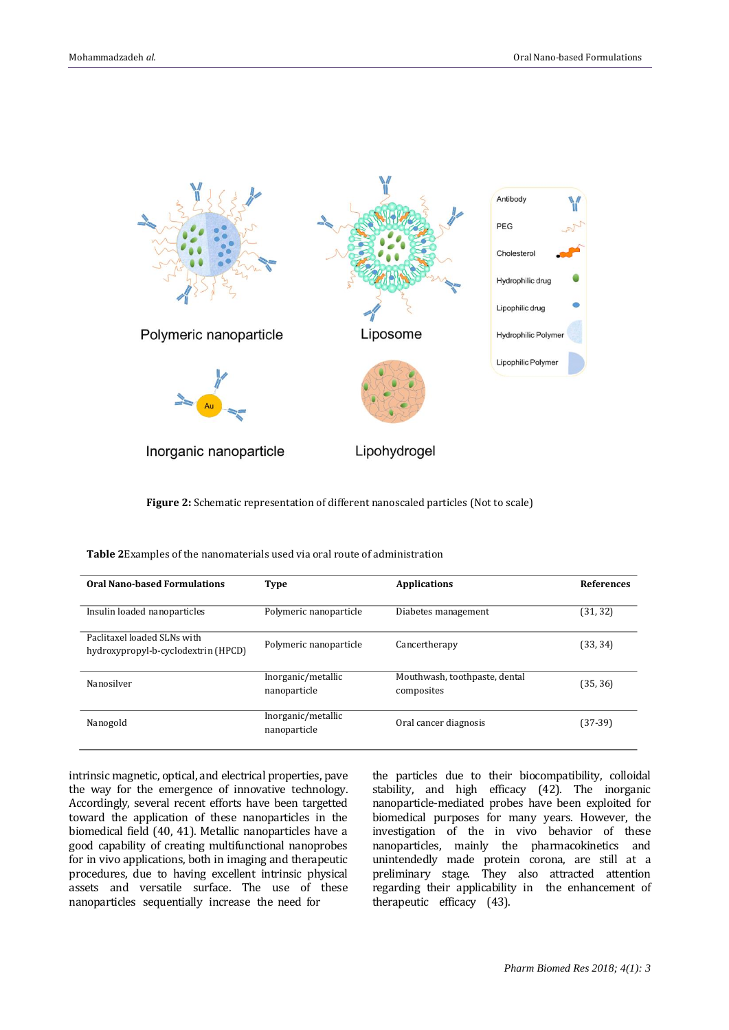**Figure 2:** Schematic representation of different nanoscaled particles (Not to scale)

**Table 2**Examples of the nanomaterials used via oral route of administration

| Oral Nano-based Formulations | Type | Applications | References |
|---|---|---|---|
| Insulin loaded nanoparticles | Polymeric nanoparticle | Diabetes management | (31, 32) |
| Paclitaxel loaded SLNs with hydroxypropyl-b-cyclodextrin (HPCD) | Polymeric nanoparticle | Cancertherapy | (33, 34) |
| Nanosilver | Inorganic/metallic nanoparticle | Mouthwash, toothpaste, dental composites | (35, 36) |
| Nanogold | Inorganic/metallic nanoparticle | Oral cancer diagnosis | (37-39) |

intrinsic magnetic, optical, and electrical properties, pave the way for the emergence of innovative technology. Accordingly, several recent efforts have been targetted toward the application of these nanoparticles in the biomedical field (40, 41). Metallic nanoparticles have a good capability of creating multifunctional nanoprobes for in vivo applications, both in imaging and therapeutic procedures, due to having excellent intrinsic physical assets and versatile surface. The use of these nanoparticles sequentially increase the need for the particles due to their biocompatibility, colloidal stability, and high efficacy (42). The inorganic nanoparticle-mediated probes have been exploited for biomedical purposes for many years. However, the investigation of the in vivo behavior of these nanoparticles, mainly the pharmacokinetics and unintendedly made protein corona, are still at a preliminary stage. They also attracted attention regarding their applicability in the enhancement of therapeutic efficacy (43).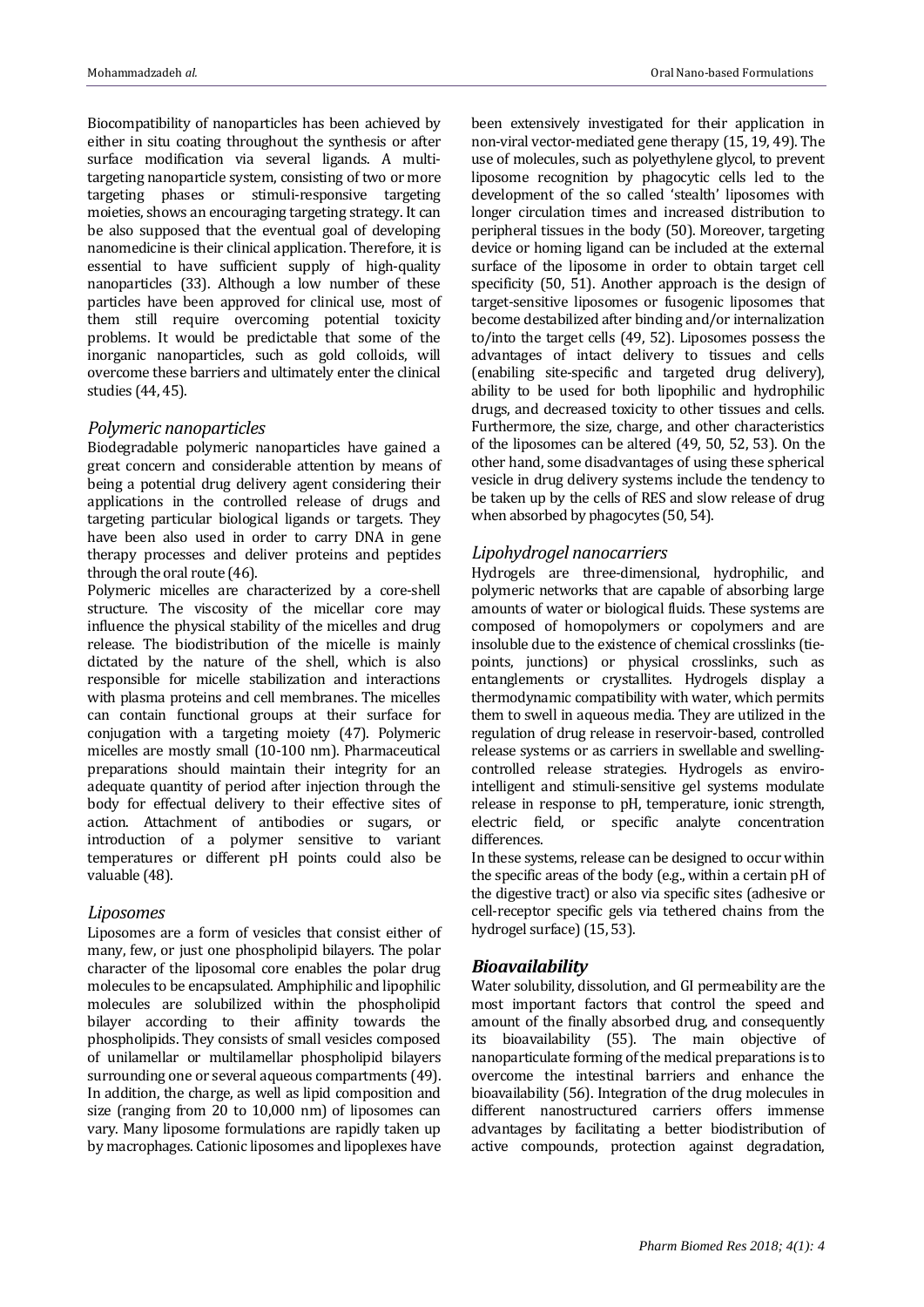Biocompatibility of nanoparticles has been achieved by either in situ coating throughout the synthesis or after surface modification via several ligands. A multi-targeting nanoparticle system, consisting of two or more targeting phases or stimuli-responsive targeting moieties, shows an encouraging targeting strategy. It can be also supposed that the eventual goal of developing nanomedicine is their clinical application. Therefore, it is essential to have sufficient supply of high-quality nanoparticles (33). Although a low number of these particles have been approved for clinical use, most of them still require overcoming potential toxicity problems. It would be predictable that some of the inorganic nanoparticles, such as gold colloids, will overcome these barriers and ultimately enter the clinical studies (44, 45).

### *Polymeric nanoparticles*

Biodegradable polymeric nanoparticles have gained a great concern and considerable attention by means of being a potential drug delivery agent considering their applications in the controlled release of drugs and targeting particular biological ligands or targets. They have been also used in order to carry DNA in gene therapy processes and deliver proteins and peptides through the oral route (46).

Polymeric micelles are characterized by a core-shell structure. The viscosity of the micellar core may influence the physical stability of the micelles and drug release. The biodistribution of the micelle is mainly dictated by the nature of the shell, which is also responsible for micelle stabilization and interactions with plasma proteins and cell membranes. The micelles can contain functional groups at their surface for conjugation with a targeting moiety (47). Polymeric micelles are mostly small (10-100 nm). Pharmaceutical preparations should maintain their integrity for an adequate quantity of period after injection through the body for effectual delivery to their effective sites of action. Attachment of antibodies or sugars, or introduction of a polymer sensitive to variant temperatures or different pH points could also be valuable (48).

### *Liposomes*

Liposomes are a form of vesicles that consist either of many, few, or just one phospholipid bilayers. The polar character of the liposomal core enables the polar drug molecules to be encapsulated. Amphiphilic and lipophilic molecules are solubilized within the phospholipid bilayer according to their affinity towards the phospholipids. They consists of small vesicles composed of unilamellar or multilamellar phospholipid bilayers surrounding one or several aqueous compartments (49). In addition, the charge, as well as lipid composition and size (ranging from 20 to 10,000 nm) of liposomes can vary. Many liposome formulations are rapidly taken up by macrophages. Cationic liposomes and lipoplexes have been extensively investigated for their application in non-viral vector-mediated gene therapy (15, 19, 49). The use of molecules, such as polyethylene glycol, to prevent liposome recognition by phagocytic cells led to the development of the so called 'stealth' liposomes with longer circulation times and increased distribution to peripheral tissues in the body (50). Moreover, targeting device or homing ligand can be included at the external surface of the liposome in order to obtain target cell specificity (50, 51). Another approach is the design of target-sensitive liposomes or fusogenic liposomes that become destabilized after binding and/or internalization to/into the target cells (49, 52). Liposomes possess the advantages of intact delivery to tissues and cells (enabling site-specific and targeted drug delivery), ability to be used for both lipophilic and hydrophilic drugs, and decreased toxicity to other tissues and cells. Furthermore, the size, charge, and other characteristics of the liposomes can be altered (49, 50, 52, 53). On the other hand, some disadvantages of using these spherical vesicle in drug delivery systems include the tendency to be taken up by the cells of RES and slow release of drug when absorbed by phagocytes (50, 54).

### *Lipohydrogel nanocarriers*

Hydrogels are three-dimensional, hydrophilic, and polymeric networks that are capable of absorbing large amounts of water or biological fluids. These systems are composed of homopolymers or copolymers and are insoluble due to the existence of chemical crosslinks (tie-points, junctions) or physical crosslinks, such as entanglements or crystallites. Hydrogels display a thermodynamic compatibility with water, which permits them to swell in aqueous media. They are utilized in the regulation of drug release in reservoir-based, controlled release systems or as carriers in swellable and swelling-controlled release strategies. Hydrogels as enviro-intelligent and stimuli-sensitive gel systems modulate release in response to pH, temperature, ionic strength, electric field, or specific analyte concentration differences.

In these systems, release can be designed to occur within the specific areas of the body (e.g., within a certain pH of the digestive tract) or also via specific sites (adhesive or cell-receptor specific gels via tethered chains from the hydrogel surface) (15, 53).

## *Bioavailability*

Water solubility, dissolution, and GI permeability are the most important factors that control the speed and amount of the finally absorbed drug, and consequently its bioavailability (55). The main objective of nanoparticulate forming of the medical preparations is to overcome the intestinal barriers and enhance the bioavailability (56). Integration of the drug molecules in different nanostructured carriers offers immense advantages by facilitating a better biodistribution of active compounds, protection against degradation,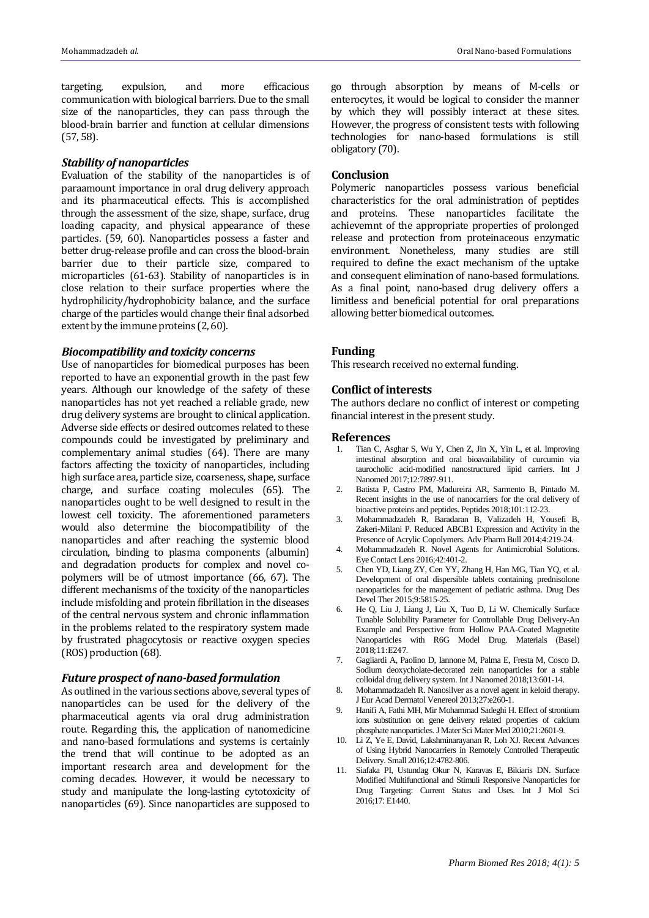targeting, expulsion, and more efficacious communication with biological barriers. Due to the small size of the nanoparticles, they can pass through the blood-brain barrier and function at cellular dimensions (57, 58).

### *Stability of nanoparticles*

Evaluation of the stability of the nanoparticles is of paraamount importance in oral drug delivery approach and its pharmaceutical effects. This is accomplished through the assessment of the size, shape, surface, drug loading capacity, and physical appearance of these particles. (59, 60). Nanoparticles possess a faster and better drug-release profile and can cross the blood-brain barrier due to their particle size, compared to microparticles (61-63). Stability of nanoparticles is in close relation to their surface properties where the hydrophilicity/hydrophobicity balance, and the surface charge of the particles would change their final adsorbed extent by the immune proteins (2, 60).

### *Biocompatibility and toxicity concerns*

Use of nanoparticles for biomedical purposes has been reported to have an exponential growth in the past few years. Although our knowledge of the safety of these nanoparticles has not yet reached a reliable grade, new drug delivery systems are brought to clinical application. Adverse side effects or desired outcomes related to these compounds could be investigated by preliminary and complementary animal studies (64). There are many factors affecting the toxicity of nanoparticles, including high surface area, particle size, coarseness, shape, surface charge, and surface coating molecules (65). The nanoparticles ought to be well designed to result in the lowest cell toxicity. The aforementioned parameters would also determine the biocompatibility of the nanoparticles and after reaching the systemic blood circulation, binding to plasma components (albumin) and degradation products for complex and novel co-polymers will be of utmost importance (66, 67). The different mechanisms of the toxicity of the nanoparticles include misfolding and protein fibrillation in the diseases of the central nervous system and chronic inflammation in the problems related to the respiratory system made by frustrated phagocytosis or reactive oxygen species (ROS) production (68).

### *Future prospect of nano-based formulation*

As outlined in the various sections above, several types of nanoparticles can be used for the delivery of the pharmaceutical agents via oral drug administration route. Regarding this, the application of nanomedicine and nano-based formulations and systems is certainly the trend that will continue to be adopted as an important research area and development for the coming decades. However, it would be necessary to study and manipulate the long-lasting cytotoxicity of nanoparticles (69). Since nanoparticles are supposed to go through absorption by means of M-cells or enterocytes, it would be logical to consider the manner by which they will possibly interact at these sites. However, the progress of consistent tests with following technologies for nano-based formulations is still obligatory (70).

## Conclusion

Polymeric nanoparticles possess various beneficial characteristics for the oral administration of peptides and proteins. These nanoparticles facilitate the achievemnt of the appropriate properties of prolonged release and protection from proteinaceous enzymatic environment. Nonetheless, many studies are still required to define the exact mechanism of the uptake and consequent elimination of nano-based formulations. As a final point, nano-based drug delivery offers a limitless and beneficial potential for oral preparations allowing better biomedical outcomes.

## Funding

This research received no external funding.

## Conflict of interests

The authors declare no conflict of interest or competing financial interest in the present study.

## References

1. Tian C, Asghar S, Wu Y, Chen Z, Jin X, Yin L, et al. Improving intestinal absorption and oral bioavailability of curcumin via taurocholic acid-modified nanostructured lipid carriers. Int J Nanomed 2017;12:7897-911.
2. Batista P, Castro PM, Madureira AR, Sarmento B, Pintado M. Recent insights in the use of nanocarriers for the oral delivery of bioactive proteins and peptides. Peptides 2018;101:112-23.
3. Mohammadzadeh R, Baradaran B, Valizadeh H, Yousefi B, Zakeri-Milani P. Reduced ABCB1 Expression and Activity in the Presence of Acrylic Copolymers. Adv Pharm Bull 2014;4:219-24.
4. Mohammadzadeh R. Novel Agents for Antimicrobial Solutions. Eye Contact Lens 2016;42:401-2.
5. Chen YD, Liang ZY, Cen YY, Zhang H, Han MG, Tian YQ, et al. Development of oral dispersible tablets containing prednisolone nanoparticles for the management of pediatric asthma. Drug Des Devel Ther 2015;9:5815-25.
6. He Q, Liu J, Liang J, Liu X, Tuo D, Li W. Chemically Surface Tunable Solubility Parameter for Controllable Drug Delivery-An Example and Perspective from Hollow PAA-Coated Magnetite Nanoparticles with R6G Model Drug. Materials (Basel) 2018;11:E247.
7. Gagliardi A, Paolino D, Iannone M, Palma E, Fresta M, Cosco D. Sodium deoxycholate-decorated zein nanoparticles for a stable colloidal drug delivery system. Int J Nanomed 2018;13:601-14.
8. Mohammadzadeh R. Nanosilver as a novel agent in keloid therapy. J Eur Acad Dermatol Venereol 2013;27:e260-1.
9. Hanifi A, Fathi MH, Mir Mohammad Sadeghi H. Effect of strontium ions substitution on gene delivery related properties of calcium phosphate nanoparticles. J Mater Sci Mater Med 2010;21:2601-9.
10. Li Z, Ye E, David, Lakshminarayanan R, Loh XJ. Recent Advances of Using Hybrid Nanocarriers in Remotely Controlled Therapeutic Delivery. Small 2016;12:4782-806.
11. Siafaka PI, Ustundag Okur N, Karavas E, Bikiaris DN. Surface Modified Multifunctional and Stimuli Responsive Nanoparticles for Drug Targeting: Current Status and Uses. Int J Mol Sci 2016;17: E1440.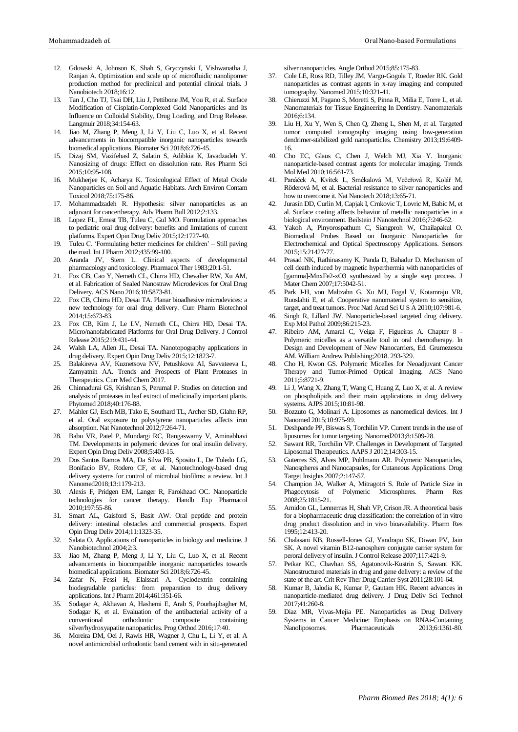12. Gdowski A, Johnson K, Shah S, Gryczynski I, Vishwanatha J, Ranjan A. Optimization and scale up of microfluidic nanolipomer production method for preclinical and potential clinical trials. J Nanobiotech 2018;16:12.
13. Tan J, Cho TJ, Tsai DH, Liu J, Pettibone JM, You R, et al. Surface Modification of Cisplatin-Complexed Gold Nanoparticles and Its Influence on Colloidal Stability, Drug Loading, and Drug Release. Langmuir 2018;34:154-63.
14. Jiao M, Zhang P, Meng J, Li Y, Liu C, Luo X, et al. Recent advancements in biocompatible inorganic nanoparticles towards biomedical applications. Biomater Sci 2018;6:726-45.
15. Dizaj SM, Vazifehasl Z, Salatin S, Adibkia K, Javadzadeh Y. Nanosizing of drugs: Effect on dissolution rate. Res Pharm Sci 2015;10:95-108.
16. Mukherjee K, Acharya K. Toxicological Effect of Metal Oxide Nanoparticles on Soil and Aquatic Habitats. Arch Environ Contam Toxicol 2018;75:175-86.
17. Mohammadzadeh R. Hypothesis: silver nanoparticles as an adjuvant for cancertherapy. Adv Pharm Bull 2012;2:133.
18. Lopez FL, Ernest TB, Tuleu C, Gul MO. Formulation approaches to pediatric oral drug delivery: benefits and limitations of current platforms. Expert Opin Drug Deliv 2015;12:1727-40.
19. Tuleu C. 'Formulating better medicines for children' – Still paving the road. Int J Pharm 2012;435:99-100.
20. Aranda JV, Stern L. Clinical aspects of developmental pharmacology and toxicology. Pharmacol Ther 1983;20:1-51.
21. Fox CB, Cao Y, Nemeth CL, Chirra HD, Chevalier RW, Xu AM, et al. Fabrication of Sealed Nanostraw Microdevices for Oral Drug Delivery. ACS Nano 2016;10:5873-81.
22. Fox CB, Chirra HD, Desai TA. Planar bioadhesive microdevices: a new technology for oral drug delivery. Curr Pharm Biotechnol 2014;15:673-83.
23. Fox CB, Kim J, Le LV, Nemeth CL, Chirra HD, Desai TA. Micro/nanofabricated Platforms for Oral Drug Delivery. J Control Release 2015;219:431-44.
24. Walsh LA, Allen JL, Desai TA. Nanotopography applications in drug delivery. Expert Opin Drug Deliv 2015;12:1823-7.
25. Balakireva AV, Kuznetsova NV, Petushkova AI, Savvateeva L, Zamyatnin AA. Trends and Prospects of Plant Proteases in Therapeutics. Curr Med Chem 2017.
26. Chinnadurai GS, Krishnan S, Perumal P. Studies on detection and analysis of proteases in leaf extract of medicinally important plants. Phytomed 2018;40:176-88.
27. Mahler GJ, Esch MB, Tako E, Southard TL, Archer SD, Glahn RP, et al. Oral exposure to polystyrene nanoparticles affects iron absorption. Nat Nanotechnol 2012;7:264-71.
28. Babu VR, Patel P, Mundargi RC, Rangaswamy V, Aminabhavi TM. Developments in polymeric devices for oral insulin delivery. Expert Opin Drug Deliv 2008;5:403-15.
29. Dos Santos Ramos MA, Da Silva PB, Sposito L, De Toledo LG, Bonifacio BV, Rodero CF, et al. Nanotechnology-based drug delivery systems for control of microbial biofilms: a review. Int J Nanomed2018;13:1179-213.
30. Alexis F, Pridgen EM, Langer R, Farokhzad OC. Nanoparticle technologies for cancer therapy. Handb Exp Pharmacol 2010;197:55-86.
31. Smart AL, Gaisford S, Basit AW. Oral peptide and protein delivery: intestinal obstacles and commercial prospects. Expert Opin Drug Deliv 2014;11:1323-35.
32. Salata O. Applications of nanoparticles in biology and medicine. J Nanobiotechnol 2004;2:3.
33. Jiao M, Zhang P, Meng J, Li Y, Liu C, Luo X, et al. Recent advancements in biocompatible inorganic nanoparticles towards biomedical applications. Biomater Sci 2018;6:726-45.
34. Zafar N, Fessi H, Elaissari A. Cyclodextrin containing biodegradable particles: from preparation to drug delivery applications. Int J Pharm 2014;461:351-66.
35. Sodagar A, Akhavan A, Hashemi E, Arab S, Pourhajibagher M, Sodagar K, et al. Evaluation of the antibacterial activity of a conventional orthodontic composite containing silver/hydroxyapatite nanoparticles. Prog Orthod 2016;17:40.
36. Moreira DM, Oei J, Rawls HR, Wagner J, Chu L, Li Y, et al. A novel antimicrobial orthodontic band cement with in situ-generated silver nanoparticles. Angle Orthod 2015;85:175-83.
37. Cole LE, Ross RD, Tilley JM, Vargo-Gogola T, Roeder RK. Gold nanoparticles as contrast agents in x-ray imaging and computed tomography. Nanomed 2015;10:321-41.
38. Chieruzzi M, Pagano S, Moretti S, Pinna R, Milia E, Torre L, et al. Nanomaterials for Tissue Engineering In Dentistry. Nanomaterials 2016;6:134.
39. Liu H, Xu Y, Wen S, Chen Q, Zheng L, Shen M, et al. Targeted tumor computed tomography imaging using low-generation dendrimer-stabilized gold nanoparticles. Chemistry 2013;19:6409-16.
40. Cho EC, Glaus C, Chen J, Welch MJ, Xia Y. Inorganic nanoparticle-based contrast agents for molecular imaging. Trends Mol Med 2010;16:561-73.
41. Panáček A, Kvítek L, Smékalová M, Večeřová R, Kolář M, Röderová M, et al. Bacterial resistance to silver nanoparticles and how to overcome it. Nat Nanotech 2018;13:65-71.
42. Jurasin DD, Curlin M, Capjak I, Crnkovic T, Lovric M, Babic M, et al. Surface coating affects behavior of metallic nanoparticles in a biological environment. Beilstein J Nanotechnol 2016;7:246-62.
43. Yakoh A, Pinyorospathum C, Siangproh W, Chailapakul O. Biomedical Probes Based on Inorganic Nanoparticles for Electrochemical and Optical Spectroscopy Applications. Sensors 2015;15:21427-77.
44. Prasad NK, Rathinasamy K, Panda D, Bahadur D. Mechanism of cell death induced by magnetic hyperthermia with nanoparticles of [gamma]-MnxFe2-xO3 synthesized by a single step process. J Mater Chem 2007;17:5042-51.
45. Park J-H, von Maltzahn G, Xu MJ, Fogal V, Kotamraju VR, Ruoslahti E, et al. Cooperative nanomaterial system to sensitize, target, and treat tumors. Proc Natl Acad Sci U S A 2010;107:981-6.
46. Singh R, Lillard JW. Nanoparticle-based targeted drug delivery. Exp Mol Pathol 2009;86:215-23.
47. Ribeiro AM, Amaral C, Veiga F, Figueiras A. Chapter 8 - Polymeric micelles as a versatile tool in oral chemotherapy. In Design and Development of New Nanocarriers, Ed. Grumezescu AM. William Andrew Publishing;2018. 293-329.
48. Cho H, Kwon GS. Polymeric Micelles for Neoadjuvant Cancer Therapy and Tumor-Primed Optical Imaging. ACS Nano 2011;5:8721-9.
49. Li J, Wang X, Zhang T, Wang C, Huang Z, Luo X, et al. A review on phospholipids and their main applications in drug delivery systems. AJPS 2015;10:81-98.
50. Bozzuto G, Molinari A. Liposomes as nanomedical devices. Int J Nanomed 2015;10:975-99.
51. Deshpande PP, Biswas S, Torchilin VP. Current trends in the use of liposomes for tumor targeting. Nanomed2013;8:1509-28.
52. Sawant RR, Torchilin VP. Challenges in Development of Targeted Liposomal Therapeutics. AAPS J 2012;14:303-15.
53. Guterres SS, Alves MP, Pohlmann AR. Polymeric Nanoparticles, Nanospheres and Nanocapsules, for Cutaneous Applications. Drug Target Insights 2007;2:147-57.
54. Champion JA, Walker A, Mitragotri S. Role of Particle Size in Phagocytosis of Polymeric Microspheres. Pharm Res 2008;25:1815-21.
55. Amidon GL, Lennernas H, Shah VP, Crison JR. A theoretical basis for a biopharmaceutic drug classification: the correlation of in vitro drug product dissolution and in vivo bioavailability. Pharm Res 1995;12:413-20.
56. Chalasani KB, Russell-Jones GJ, Yandrapu SK, Diwan PV, Jain SK. A novel vitamin B12-nanosphere conjugate carrier system for peroral delivery of insulin. J Control Release 2007;117:421-9.
57. Petkar KC, Chavhan SS, Agatonovik-Kustrin S, Sawant KK. Nanostructured materials in drug and gene delivery: a review of the state of the art. Crit Rev Ther Drug Carrier Syst 2011;28:101-64.
58. Kumar B, Jalodia K, Kumar P, Gautam HK. Recent advances in nanoparticle-mediated drug delivery. J Drug Deliv Sci Technol 2017;41:260-8.
59. Diaz MR, Vivas-Mejia PE. Nanoparticles as Drug Delivery Systems in Cancer Medicine: Emphasis on RNAi-Containing Nanoliposomes. Pharmaceuticals 2013;6:1361-80.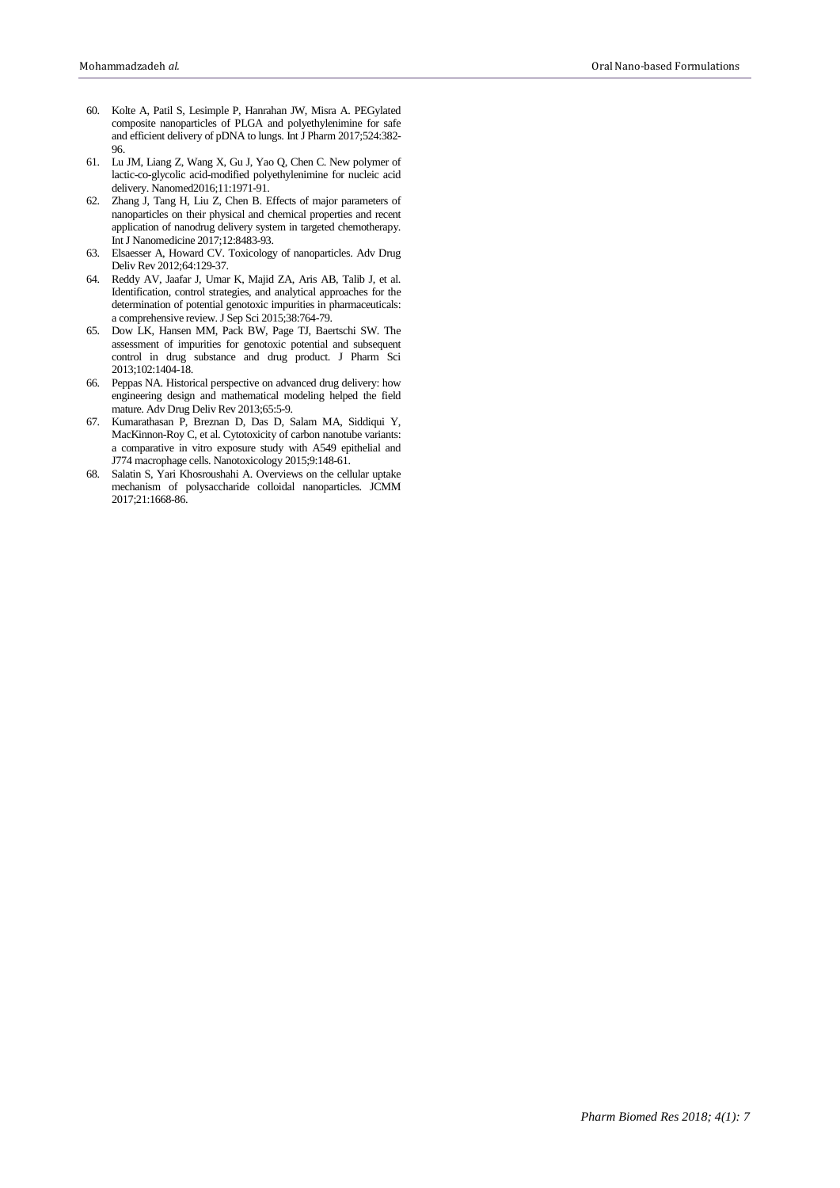60. Kolte A, Patil S, Lesimple P, Hanrahan JW, Misra A. PEGylated composite nanoparticles of PLGA and polyethylenimine for safe and efficient delivery of pDNA to lungs. Int J Pharm 2017;524:382-96.
61. Lu JM, Liang Z, Wang X, Gu J, Yao Q, Chen C. New polymer of lactic-co-glycolic acid-modified polyethylenimine for nucleic acid delivery. Nanomed2016;11:1971-91.
62. Zhang J, Tang H, Liu Z, Chen B. Effects of major parameters of nanoparticles on their physical and chemical properties and recent application of nanodrug delivery system in targeted chemotherapy. Int J Nanomedicine 2017;12:8483-93.
63. Elsaesser A, Howard CV. Toxicology of nanoparticles. Adv Drug Deliv Rev 2012;64:129-37.
64. Reddy AV, Jaafar J, Umar K, Majid ZA, Aris AB, Talib J, et al. Identification, control strategies, and analytical approaches for the determination of potential genotoxic impurities in pharmaceuticals: a comprehensive review. J Sep Sci 2015;38:764-79.
65. Dow LK, Hansen MM, Pack BW, Page TJ, Baertschi SW. The assessment of impurities for genotoxic potential and subsequent control in drug substance and drug product. J Pharm Sci 2013;102:1404-18.
66. Peppas NA. Historical perspective on advanced drug delivery: how engineering design and mathematical modeling helped the field mature. Adv Drug Deliv Rev 2013;65:5-9.
67. Kumarathasan P, Breznan D, Das D, Salam MA, Siddiqui Y, MacKinnon-Roy C, et al. Cytotoxicity of carbon nanotube variants: a comparative in vitro exposure study with A549 epithelial and J774 macrophage cells. Nanotoxicology 2015;9:148-61.
68. Salatin S, Yari Khosroushahi A. Overviews on the cellular uptake mechanism of polysaccharide colloidal nanoparticles. JCMM 2017;21:1668-86.